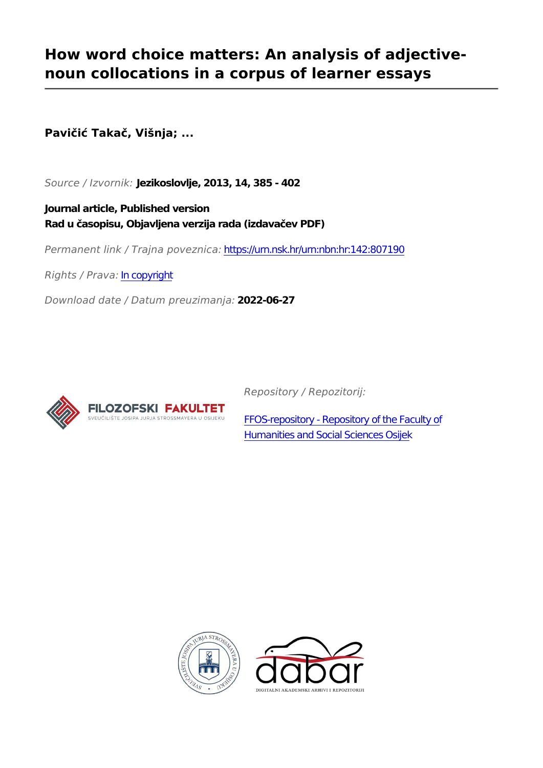# How word choice matters: An analysis of adjective-noun collocations in a corpus of learner essays

**Pavičić Takač, Višnja; ...**

*Source / Izvornik:* **Jezikoslovlje, 2013, 14, 385 - 402**

**Journal article, Published version**
**Rad u časopisu, Objavljena verzija rada (izdavačev PDF)**

*Permanent link / Trajna poveznica:* https://urn.nsk.hr/urn:nbn:hr:142:807190

*Rights / Prava:* In copyright

*Download date / Datum preuzimanja:* **2022-06-27**

*Repository / Repozitorij:*

FFOS-repository - Repository of the Faculty of Humanities and Social Sciences Osijek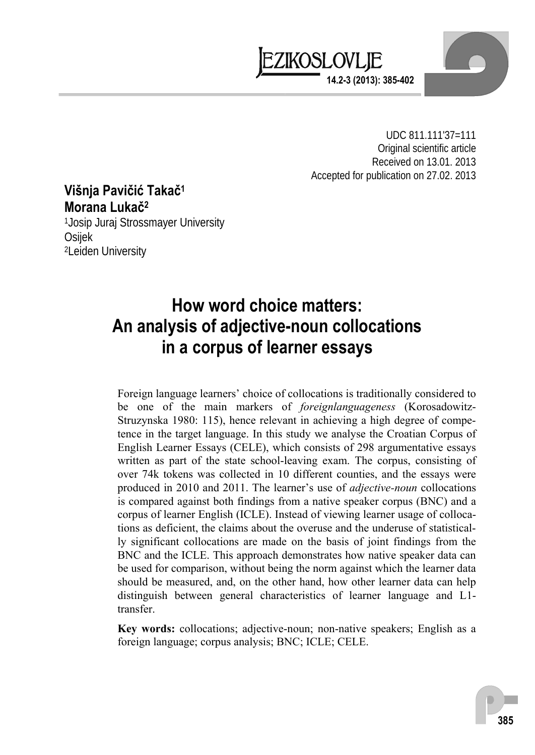UDC 811.111'37=111
Original scientific article
Received on 13.01. 2013
Accepted for publication on 27.02. 2013

**Višnja Pavičić Takač[1]**
**Morana Lukač[2]**
[1]Josip Juraj Strossmayer University
Osijek
[2]Leiden University

# How word choice matters: An analysis of adjective-noun collocations in a corpus of learner essays

Foreign language learners' choice of collocations is traditionally considered to be one of the main markers of *foreignlanguageness* (Korosadowitz-Struzynska 1980: 115), hence relevant in achieving a high degree of competence in the target language. In this study we analyse the Croatian Corpus of English Learner Essays (CELE), which consists of 298 argumentative essays written as part of the state school-leaving exam. The corpus, consisting of over 74k tokens was collected in 10 different counties, and the essays were produced in 2010 and 2011. The learner's use of *adjective-noun* collocations is compared against both findings from a native speaker corpus (BNC) and a corpus of learner English (ICLE). Instead of viewing learner usage of collocations as deficient, the claims about the overuse and the underuse of statistically significant collocations are made on the basis of joint findings from the BNC and the ICLE. This approach demonstrates how native speaker data can be used for comparison, without being the norm against which the learner data should be measured, and, on the other hand, how other learner data can help distinguish between general characteristics of learner language and L1-transfer.

**Key words:** collocations; adjective-noun; non-native speakers; English as a foreign language; corpus analysis; BNC; ICLE; CELE.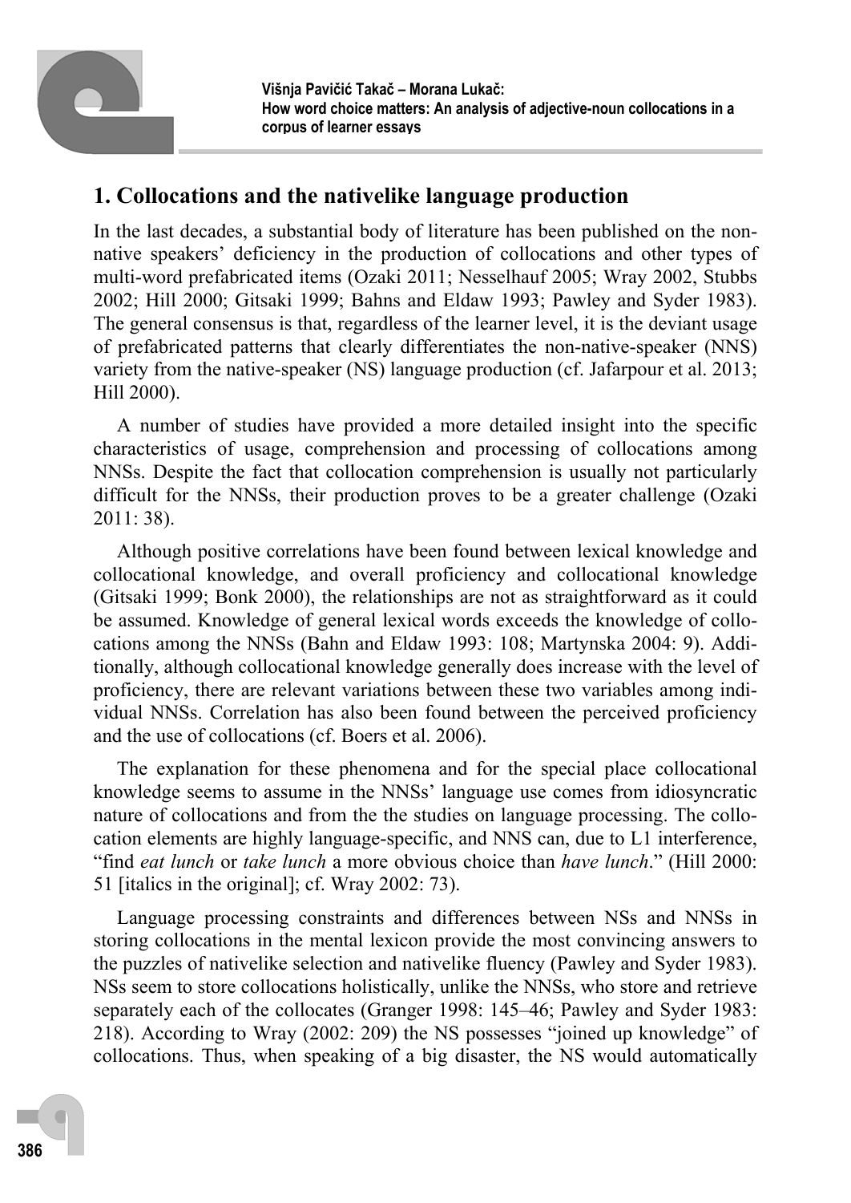## 1. Collocations and the nativelike language production

In the last decades, a substantial body of literature has been published on the non-native speakers' deficiency in the production of collocations and other types of multi-word prefabricated items (Ozaki 2011; Nesselhauf 2005; Wray 2002, Stubbs 2002; Hill 2000; Gitsaki 1999; Bahns and Eldaw 1993; Pawley and Syder 1983). The general consensus is that, regardless of the learner level, it is the deviant usage of prefabricated patterns that clearly differentiates the non-native-speaker (NNS) variety from the native-speaker (NS) language production (cf. Jafarpour et al. 2013; Hill 2000).

A number of studies have provided a more detailed insight into the specific characteristics of usage, comprehension and processing of collocations among NNSs. Despite the fact that collocation comprehension is usually not particularly difficult for the NNSs, their production proves to be a greater challenge (Ozaki 2011: 38).

Although positive correlations have been found between lexical knowledge and collocational knowledge, and overall proficiency and collocational knowledge (Gitsaki 1999; Bonk 2000), the relationships are not as straightforward as it could be assumed. Knowledge of general lexical words exceeds the knowledge of collocations among the NNSs (Bahn and Eldaw 1993: 108; Martynska 2004: 9). Additionally, although collocational knowledge generally does increase with the level of proficiency, there are relevant variations between these two variables among individual NNSs. Correlation has also been found between the perceived proficiency and the use of collocations (cf. Boers et al. 2006).

The explanation for these phenomena and for the special place collocational knowledge seems to assume in the NNSs' language use comes from idiosyncratic nature of collocations and from the the studies on language processing. The collocation elements are highly language-specific, and NNS can, due to L1 interference, "find *eat lunch* or *take lunch* a more obvious choice than *have lunch*." (Hill 2000: 51 [italics in the original]; cf. Wray 2002: 73).

Language processing constraints and differences between NSs and NNSs in storing collocations in the mental lexicon provide the most convincing answers to the puzzles of nativelike selection and nativelike fluency (Pawley and Syder 1983). NSs seem to store collocations holistically, unlike the NNSs, who store and retrieve separately each of the collocates (Granger 1998: 145–46; Pawley and Syder 1983: 218). According to Wray (2002: 209) the NS possesses "joined up knowledge" of collocations. Thus, when speaking of a big disaster, the NS would automatically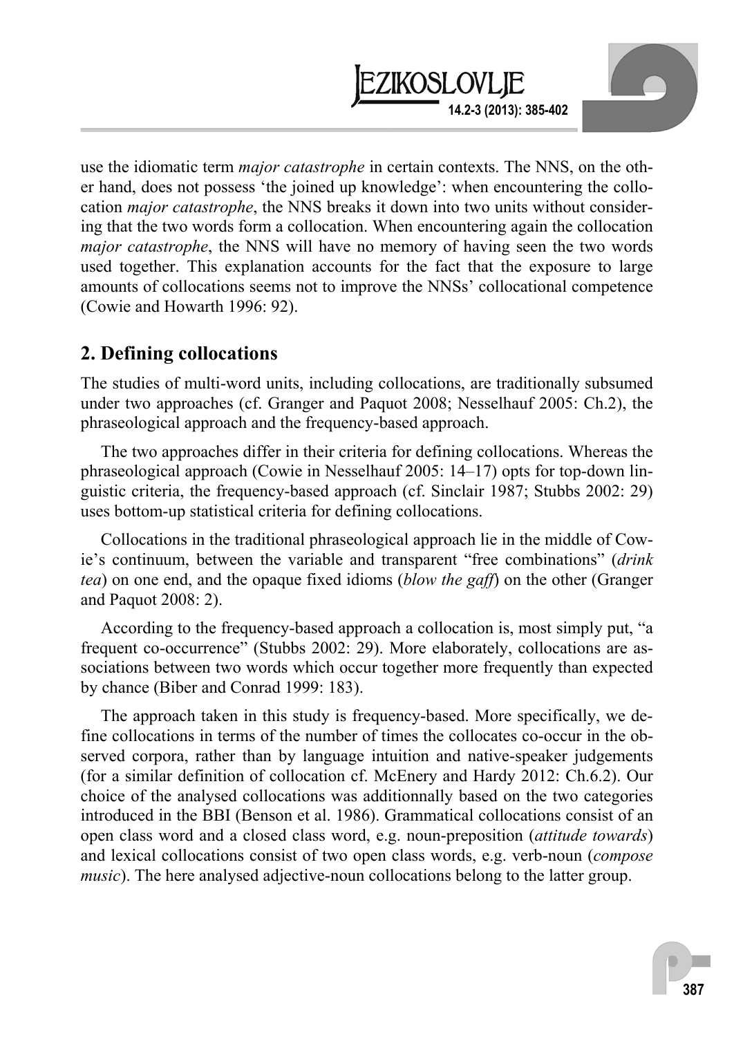use the idiomatic term *major catastrophe* in certain contexts. The NNS, on the other hand, does not possess 'the joined up knowledge': when encountering the collocation *major catastrophe*, the NNS breaks it down into two units without considering that the two words form a collocation. When encountering again the collocation *major catastrophe*, the NNS will have no memory of having seen the two words used together. This explanation accounts for the fact that the exposure to large amounts of collocations seems not to improve the NNSs' collocational competence (Cowie and Howarth 1996: 92).

## 2. Defining collocations

The studies of multi-word units, including collocations, are traditionally subsumed under two approaches (cf. Granger and Paquot 2008; Nesselhauf 2005: Ch.2), the phraseological approach and the frequency-based approach.

The two approaches differ in their criteria for defining collocations. Whereas the phraseological approach (Cowie in Nesselhauf 2005: 14–17) opts for top-down linguistic criteria, the frequency-based approach (cf. Sinclair 1987; Stubbs 2002: 29) uses bottom-up statistical criteria for defining collocations.

Collocations in the traditional phraseological approach lie in the middle of Cowie's continuum, between the variable and transparent "free combinations" (*drink tea*) on one end, and the opaque fixed idioms (*blow the gaff*) on the other (Granger and Paquot 2008: 2).

According to the frequency-based approach a collocation is, most simply put, "a frequent co-occurrence" (Stubbs 2002: 29). More elaborately, collocations are associations between two words which occur together more frequently than expected by chance (Biber and Conrad 1999: 183).

The approach taken in this study is frequency-based. More specifically, we define collocations in terms of the number of times the collocates co-occur in the observed corpora, rather than by language intuition and native-speaker judgements (for a similar definition of collocation cf. McEnery and Hardy 2012: Ch.6.2). Our choice of the analysed collocations was additionnally based on the two categories introduced in the BBI (Benson et al. 1986). Grammatical collocations consist of an open class word and a closed class word, e.g. noun-preposition (*attitude towards*) and lexical collocations consist of two open class words, e.g. verb-noun (*compose music*). The here analysed adjective-noun collocations belong to the latter group.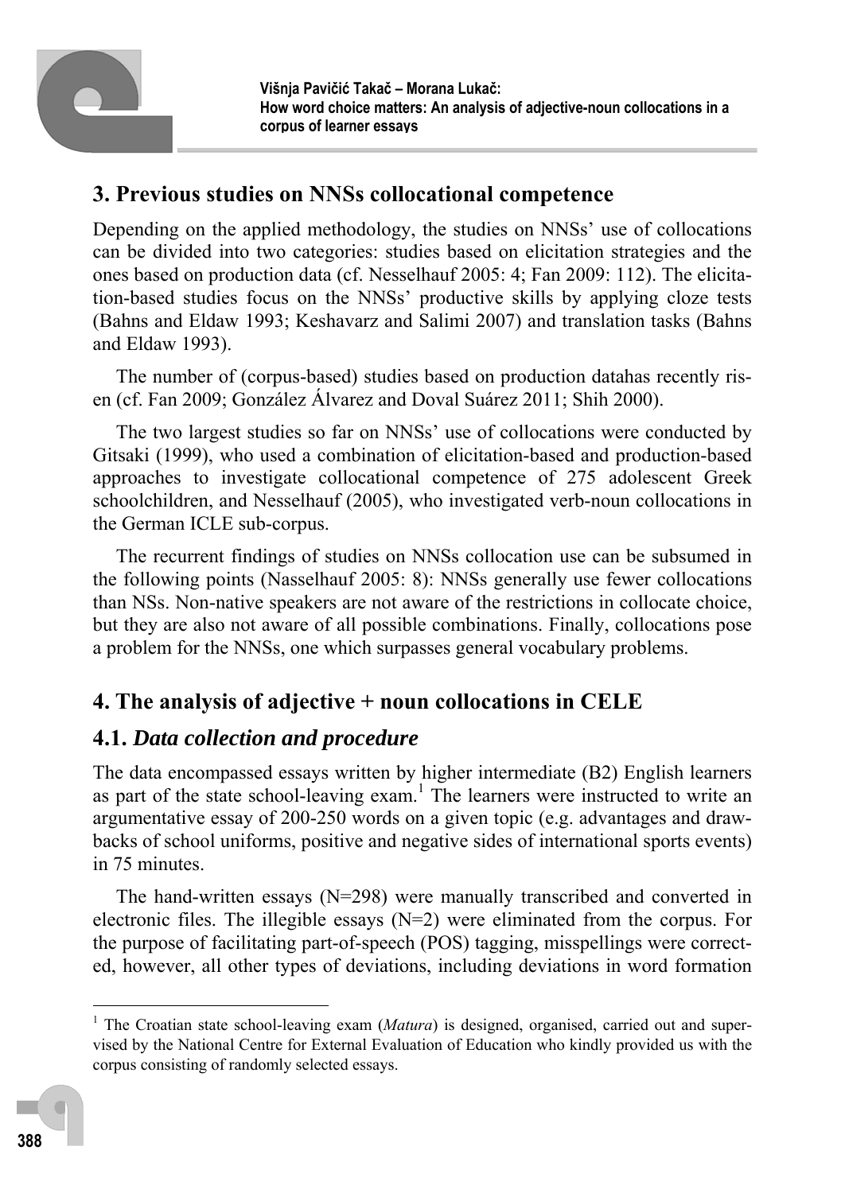## 3. Previous studies on NNSs collocational competence

Depending on the applied methodology, the studies on NNSs' use of collocations can be divided into two categories: studies based on elicitation strategies and the ones based on production data (cf. Nesselhauf 2005: 4; Fan 2009: 112). The elicitation-based studies focus on the NNSs' productive skills by applying cloze tests (Bahns and Eldaw 1993; Keshavarz and Salimi 2007) and translation tasks (Bahns and Eldaw 1993).

The number of (corpus-based) studies based on production datahas recently risen (cf. Fan 2009; González Álvarez and Doval Suárez 2011; Shih 2000).

The two largest studies so far on NNSs' use of collocations were conducted by Gitsaki (1999), who used a combination of elicitation-based and production-based approaches to investigate collocational competence of 275 adolescent Greek schoolchildren, and Nesselhauf (2005), who investigated verb-noun collocations in the German ICLE sub-corpus.

The recurrent findings of studies on NNSs collocation use can be subsumed in the following points (Nasselhauf 2005: 8): NNSs generally use fewer collocations than NSs. Non-native speakers are not aware of the restrictions in collocate choice, but they are also not aware of all possible combinations. Finally, collocations pose a problem for the NNSs, one which surpasses general vocabulary problems.

## 4. The analysis of adjective + noun collocations in CELE

### 4.1. *Data collection and procedure*

The data encompassed essays written by higher intermediate (B2) English learners as part of the state school-leaving exam.[1] The learners were instructed to write an argumentative essay of 200-250 words on a given topic (e.g. advantages and drawbacks of school uniforms, positive and negative sides of international sports events) in 75 minutes.

The hand-written essays (N=298) were manually transcribed and converted in electronic files. The illegible essays (N=2) were eliminated from the corpus. For the purpose of facilitating part-of-speech (POS) tagging, misspellings were corrected, however, all other types of deviations, including deviations in word formation

[1] The Croatian state school-leaving exam (*Matura*) is designed, organised, carried out and supervised by the National Centre for External Evaluation of Education who kindly provided us with the corpus consisting of randomly selected essays.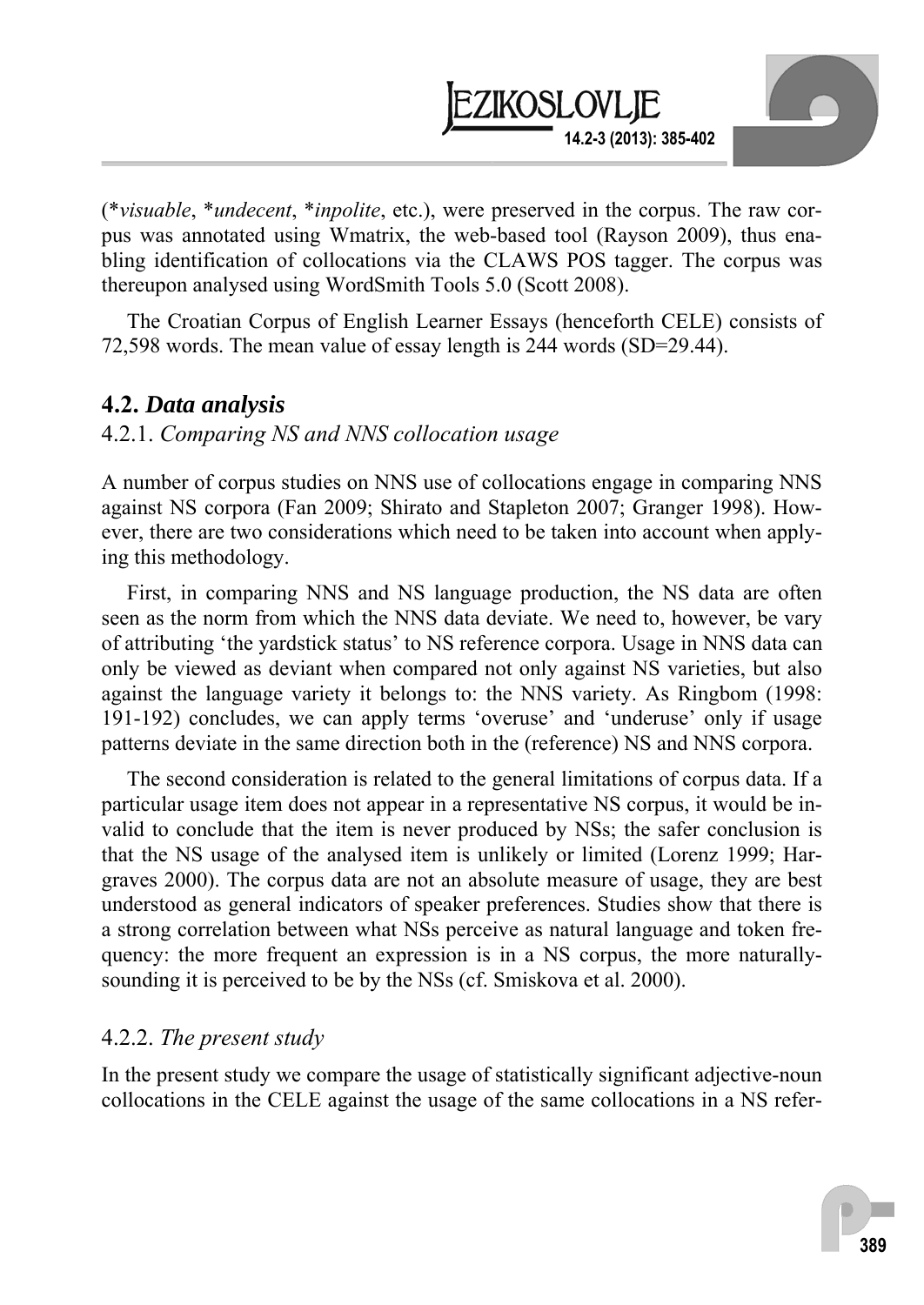(**visuable*, **undecent*, **inpolite*, etc.), were preserved in the corpus. The raw corpus was annotated using Wmatrix, the web-based tool (Rayson 2009), thus enabling identification of collocations via the CLAWS POS tagger. The corpus was thereupon analysed using WordSmith Tools 5.0 (Scott 2008).

The Croatian Corpus of English Learner Essays (henceforth CELE) consists of 72,598 words. The mean value of essay length is 244 words (SD=29.44).

## 4.2. *Data analysis*

### 4.2.1. *Comparing NS and NNS collocation usage*

A number of corpus studies on NNS use of collocations engage in comparing NNS against NS corpora (Fan 2009; Shirato and Stapleton 2007; Granger 1998). However, there are two considerations which need to be taken into account when applying this methodology.

First, in comparing NNS and NS language production, the NS data are often seen as the norm from which the NNS data deviate. We need to, however, be vary of attributing 'the yardstick status' to NS reference corpora. Usage in NNS data can only be viewed as deviant when compared not only against NS varieties, but also against the language variety it belongs to: the NNS variety. As Ringbom (1998: 191-192) concludes, we can apply terms 'overuse' and 'underuse' only if usage patterns deviate in the same direction both in the (reference) NS and NNS corpora.

The second consideration is related to the general limitations of corpus data. If a particular usage item does not appear in a representative NS corpus, it would be invalid to conclude that the item is never produced by NSs; the safer conclusion is that the NS usage of the analysed item is unlikely or limited (Lorenz 1999; Hargraves 2000). The corpus data are not an absolute measure of usage, they are best understood as general indicators of speaker preferences. Studies show that there is a strong correlation between what NSs perceive as natural language and token frequency: the more frequent an expression is in a NS corpus, the more naturally-sounding it is perceived to be by the NSs (cf. Smiskova et al. 2000).

### 4.2.2. *The present study*

In the present study we compare the usage of statistically significant adjective-noun collocations in the CELE against the usage of the same collocations in a NS refer-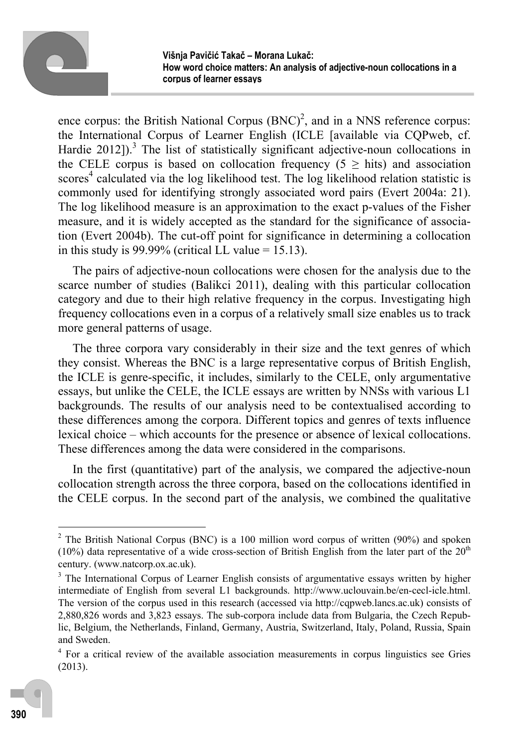ence corpus: the British National Corpus (BNC)[2], and in a NNS reference corpus: the International Corpus of Learner English (ICLE [available via CQPweb, cf. Hardie 2012]).[3] The list of statistically significant adjective-noun collocations in the CELE corpus is based on collocation frequency (5 ≥ hits) and association scores[4] calculated via the log likelihood test. The log likelihood relation statistic is commonly used for identifying strongly associated word pairs (Evert 2004a: 21). The log likelihood measure is an approximation to the exact p-values of the Fisher measure, and it is widely accepted as the standard for the significance of association (Evert 2004b). The cut-off point for significance in determining a collocation in this study is 99.99% (critical LL value = 15.13).

The pairs of adjective-noun collocations were chosen for the analysis due to the scarce number of studies (Balikci 2011), dealing with this particular collocation category and due to their high relative frequency in the corpus. Investigating high frequency collocations even in a corpus of a relatively small size enables us to track more general patterns of usage.

The three corpora vary considerably in their size and the text genres of which they consist. Whereas the BNC is a large representative corpus of British English, the ICLE is genre-specific, it includes, similarly to the CELE, only argumentative essays, but unlike the CELE, the ICLE essays are written by NNSs with various L1 backgrounds. The results of our analysis need to be contextualised according to these differences among the corpora. Different topics and genres of texts influence lexical choice – which accounts for the presence or absence of lexical collocations. These differences among the data were considered in the comparisons.

In the first (quantitative) part of the analysis, we compared the adjective-noun collocation strength across the three corpora, based on the collocations identified in the CELE corpus. In the second part of the analysis, we combined the qualitative

---

[2] The British National Corpus (BNC) is a 100 million word corpus of written (90%) and spoken (10%) data representative of a wide cross-section of British English from the later part of the 20[th] century. (www.natcorp.ox.ac.uk).

[3] The International Corpus of Learner English consists of argumentative essays written by higher intermediate of English from several L1 backgrounds. http://www.uclouvain.be/en-cecl-icle.html. The version of the corpus used in this research (accessed via http://cqpweb.lancs.ac.uk) consists of 2,880,826 words and 3,823 essays. The sub-corpora include data from Bulgaria, the Czech Republic, Belgium, the Netherlands, Finland, Germany, Austria, Switzerland, Italy, Poland, Russia, Spain and Sweden.

[4] For a critical review of the available association measurements in corpus linguistics see Gries (2013).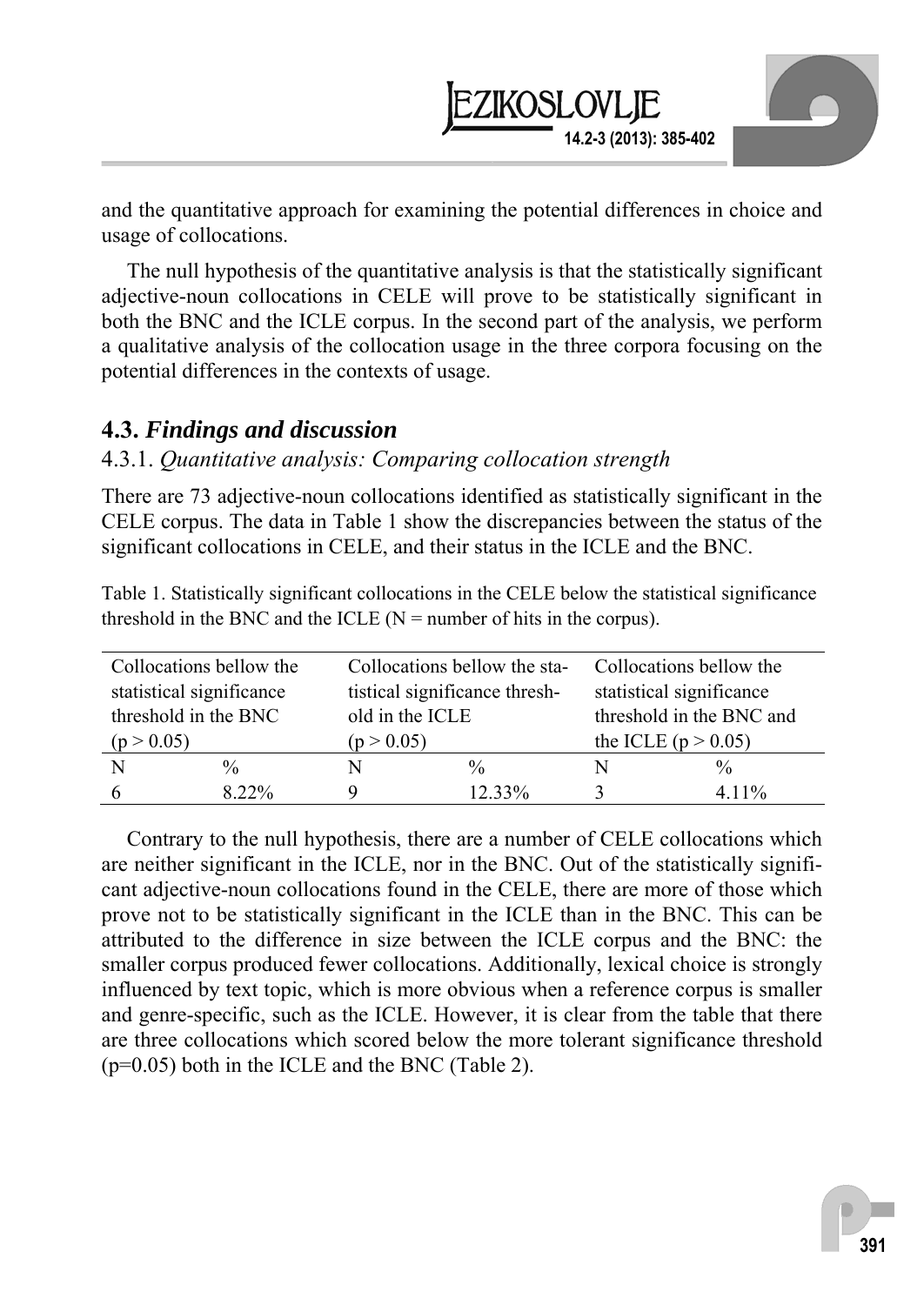and the quantitative approach for examining the potential differences in choice and usage of collocations.

The null hypothesis of the quantitative analysis is that the statistically significant adjective-noun collocations in CELE will prove to be statistically significant in both the BNC and the ICLE corpus. In the second part of the analysis, we perform a qualitative analysis of the collocation usage in the three corpora focusing on the potential differences in the contexts of usage.

## 4.3. *Findings and discussion*

### 4.3.1. *Quantitative analysis: Comparing collocation strength*

There are 73 adjective-noun collocations identified as statistically significant in the CELE corpus. The data in Table 1 show the discrepancies between the status of the significant collocations in CELE, and their status in the ICLE and the BNC.

Table 1. Statistically significant collocations in the CELE below the statistical significance threshold in the BNC and the ICLE (N = number of hits in the corpus).

| Collocations bellow the statistical significance threshold in the BNC ($p > 0.05$) | | Collocations bellow the statistical significance threshold in the ICLE ($p > 0.05$) | | Collocations bellow the statistical significance threshold in the BNC and the ICLE ($p > 0.05$) | |
|---|---|---|---|---|---|
| N | % | N | % | N | % |
| 6 | 8.22% | 9 | 12.33% | 3 | 4.11% |

Contrary to the null hypothesis, there are a number of CELE collocations which are neither significant in the ICLE, nor in the BNC. Out of the statistically significant adjective-noun collocations found in the CELE, there are more of those which prove not to be statistically significant in the ICLE than in the BNC. This can be attributed to the difference in size between the ICLE corpus and the BNC: the smaller corpus produced fewer collocations. Additionally, lexical choice is strongly influenced by text topic, which is more obvious when a reference corpus is smaller and genre-specific, such as the ICLE. However, it is clear from the table that there are three collocations which scored below the more tolerant significance threshold ($p=0.05$) both in the ICLE and the BNC (Table 2).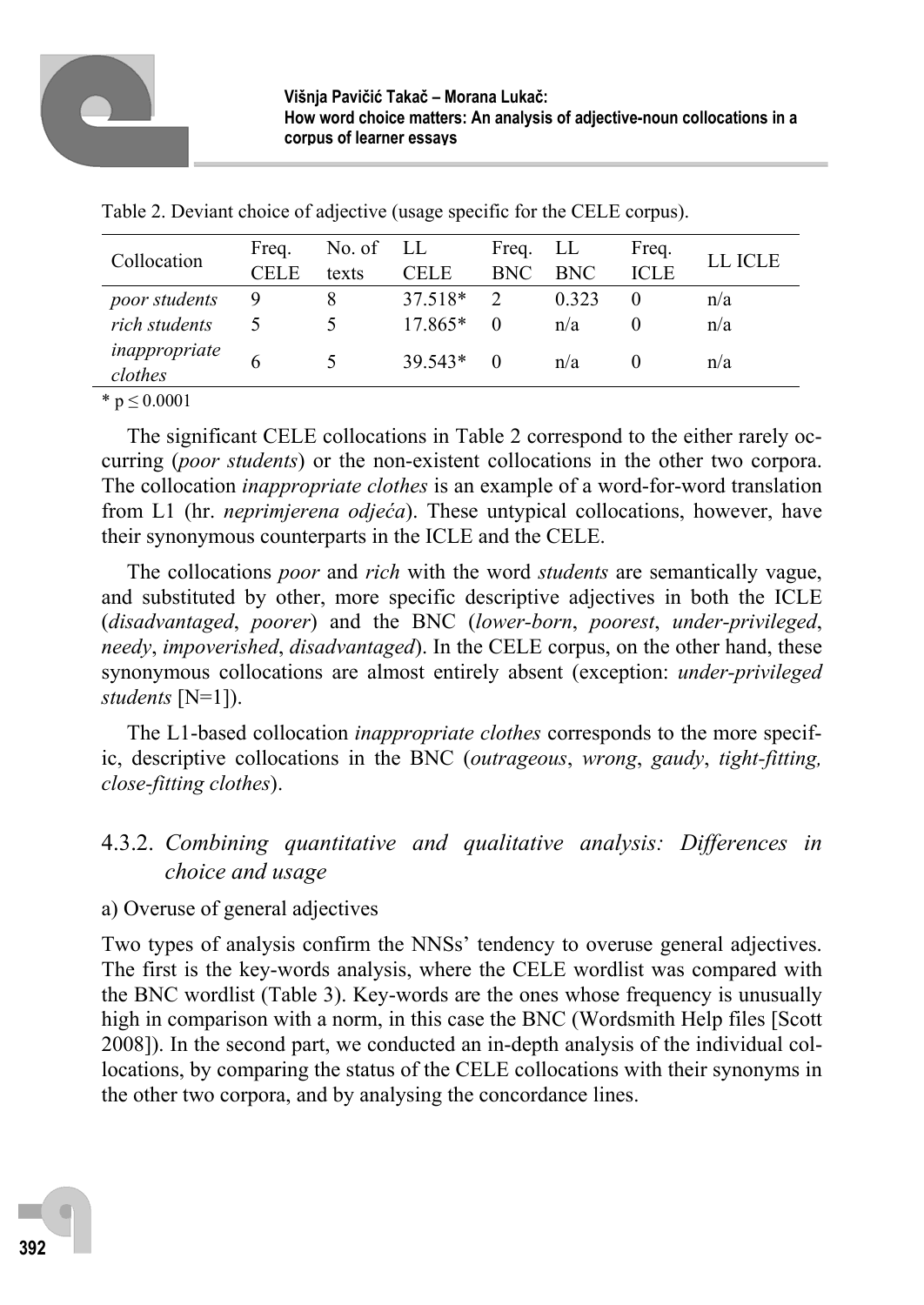Table 2. Deviant choice of adjective (usage specific for the CELE corpus).

| Collocation | Freq. CELE | No. of texts | LL CELE | Freq. BNC | LL BNC | Freq. ICLE | LL ICLE |
|---|---|---|---|---|---|---|---|
| *poor students* | 9 | 8 | 37.518* | 2 | 0.323 | 0 | n/a |
| *rich students* | 5 | 5 | 17.865* | 0 | n/a | 0 | n/a |
| *inappropriate clothes* | 6 | 5 | 39.543* | 0 | n/a | 0 | n/a |

* $p \leq 0.0001$

The significant CELE collocations in Table 2 correspond to the either rarely occurring (*poor students*) or the non-existent collocations in the other two corpora. The collocation *inappropriate clothes* is an example of a word-for-word translation from L1 (hr. *neprimjerena odjeća*). These untypical collocations, however, have their synonymous counterparts in the ICLE and the CELE.

The collocations *poor* and *rich* with the word *students* are semantically vague, and substituted by other, more specific descriptive adjectives in both the ICLE (*disadvantaged*, *poorer*) and the BNC (*lower-born*, *poorest*, *under-privileged*, *needy*, *impoverished*, *disadvantaged*). In the CELE corpus, on the other hand, these synonymous collocations are almost entirely absent (exception: *under-privileged students* [N=1]).

The L1-based collocation *inappropriate clothes* corresponds to the more specific, descriptive collocations in the BNC (*outrageous*, *wrong*, *gaudy*, *tight-fitting, close-fitting clothes*).

### 4.3.2. *Combining quantitative and qualitative analysis: Differences in choice and usage*

a) Overuse of general adjectives

Two types of analysis confirm the NNSs' tendency to overuse general adjectives. The first is the key-words analysis, where the CELE wordlist was compared with the BNC wordlist (Table 3). Key-words are the ones whose frequency is unusually high in comparison with a norm, in this case the BNC (Wordsmith Help files [Scott 2008]). In the second part, we conducted an in-depth analysis of the individual collocations, by comparing the status of the CELE collocations with their synonyms in the other two corpora, and by analysing the concordance lines.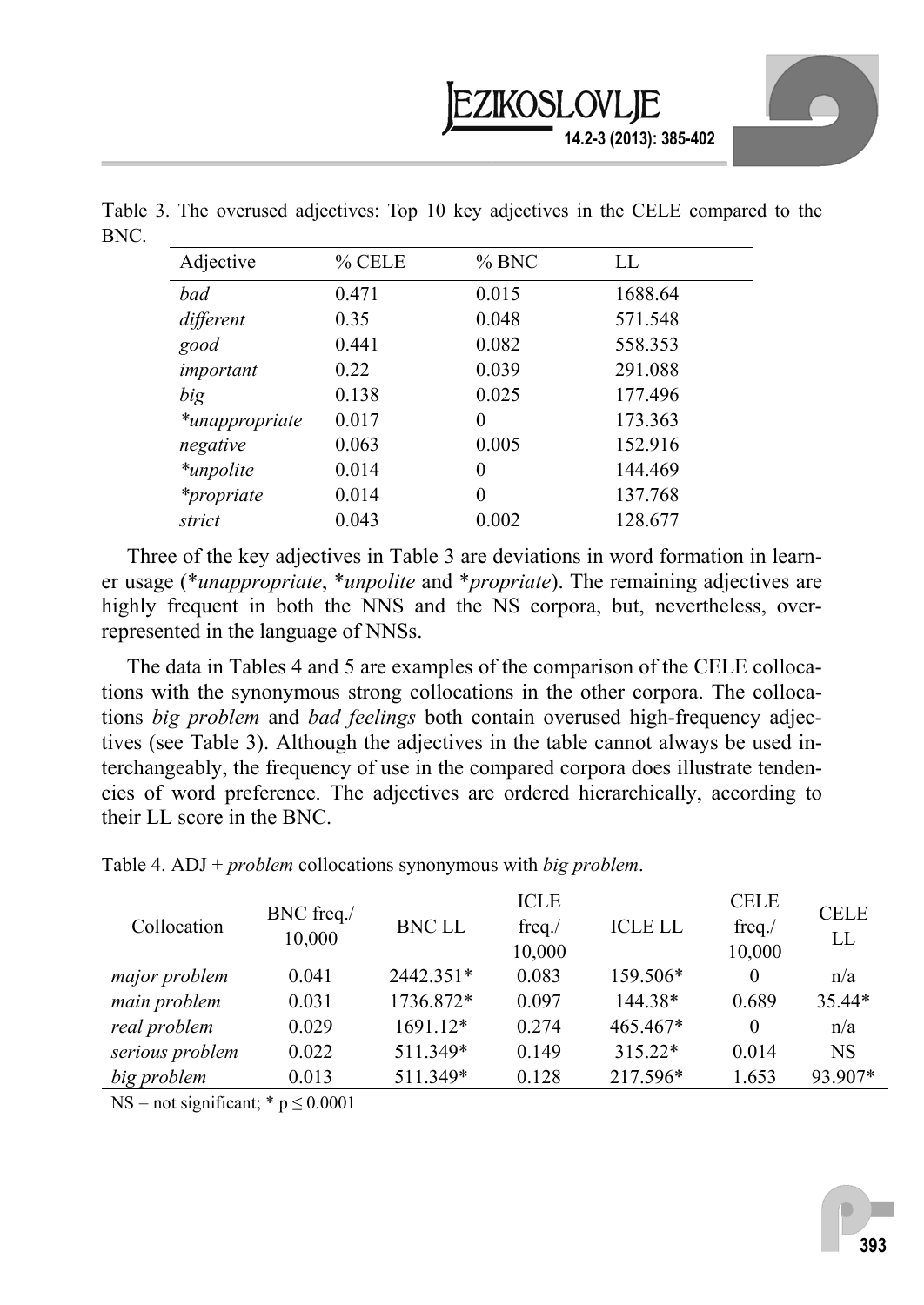Table 3. The overused adjectives: Top 10 key adjectives in the CELE compared to the BNC.

| Adjective | % CELE | % BNC | LL |
|---|---|---|---|
| *bad* | 0.471 | 0.015 | 1688.64 |
| *different* | 0.35 | 0.048 | 571.548 |
| *good* | 0.441 | 0.082 | 558.353 |
| *important* | 0.22 | 0.039 | 291.088 |
| *big* | 0.138 | 0.025 | 177.496 |
| *\*unappropriate* | 0.017 | 0 | 173.363 |
| *negative* | 0.063 | 0.005 | 152.916 |
| *\*unpolite* | 0.014 | 0 | 144.469 |
| *\*propriate* | 0.014 | 0 | 137.768 |
| *strict* | 0.043 | 0.002 | 128.677 |

Three of the key adjectives in Table 3 are deviations in word formation in learner usage (\**unappropriate*, \**unpolite* and \**propriate*). The remaining adjectives are highly frequent in both the NNS and the NS corpora, but, nevertheless, overrepresented in the language of NNSs.

The data in Tables 4 and 5 are examples of the comparison of the CELE collocations with the synonymous strong collocations in the other corpora. The collocations *big problem* and *bad feelings* both contain overused high-frequency adjectives (see Table 3). Although the adjectives in the table cannot always be used interchangeably, the frequency of use in the compared corpora does illustrate tendencies of word preference. The adjectives are ordered hierarchically, according to their LL score in the BNC.

Table 4. ADJ + *problem* collocations synonymous with *big problem*.

| Collocation | BNC freq./ 10,000 | BNC LL | ICLE freq./ 10,000 | ICLE LL | CELE freq./ 10,000 | CELE LL |
|---|---|---|---|---|---|---|
| *major problem* | 0.041 | 2442.351* | 0.083 | 159.506* | 0 | n/a |
| *main problem* | 0.031 | 1736.872* | 0.097 | 144.38* | 0.689 | 35.44* |
| *real problem* | 0.029 | 1691.12* | 0.274 | 465.467* | 0 | n/a |
| *serious problem* | 0.022 | 511.349* | 0.149 | 315.22* | 0.014 | NS |
| *big problem* | 0.013 | 511.349* | 0.128 | 217.596* | 1.653 | 93.907* |

NS = not significant; * $p \leq 0.0001$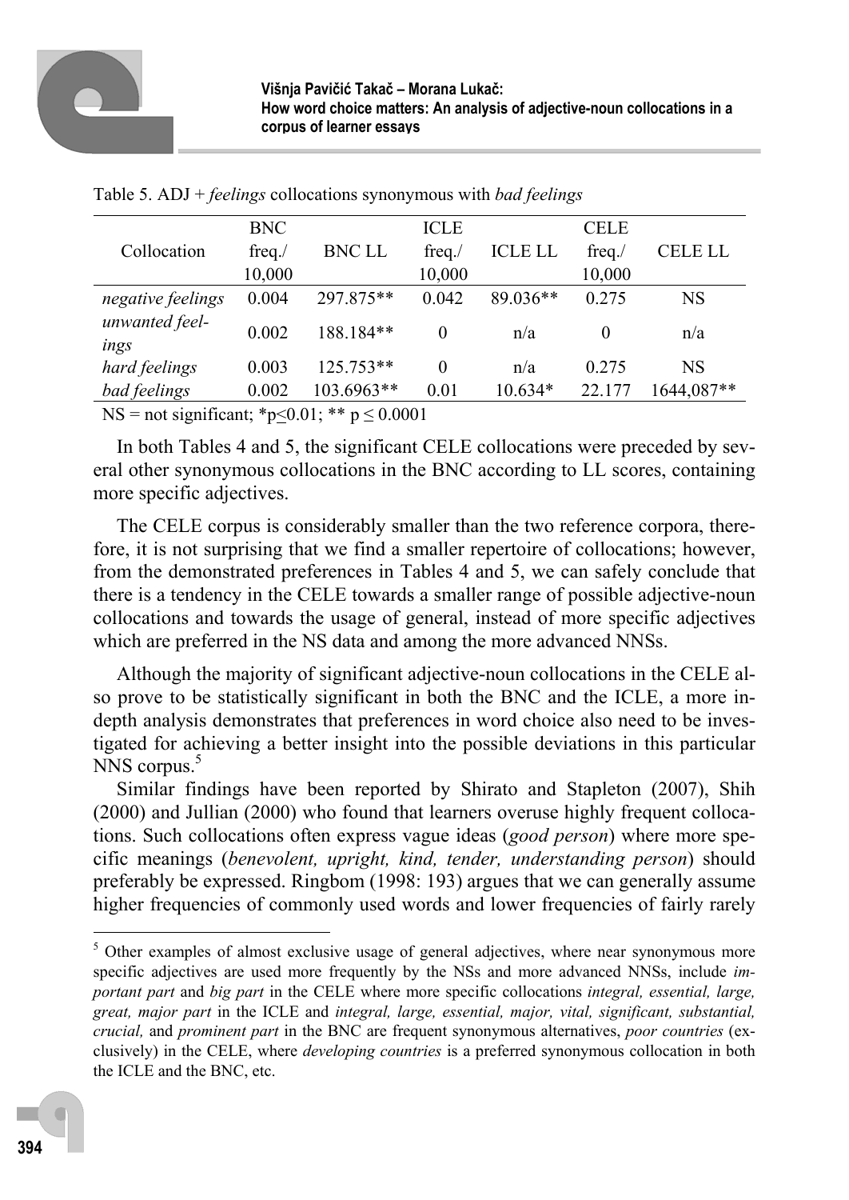Table 5. ADJ + *feelings* collocations synonymous with *bad feelings*

| Collocation | BNC freq./ 10,000 | BNC LL | ICLE freq./ 10,000 | ICLE LL | CELE freq./ 10,000 | CELE LL |
|---|---|---|---|---|---|---|
| *negative feelings* | 0.004 | 297.875** | 0.042 | 89.036** | 0.275 | NS |
| *unwanted feelings* | 0.002 | 188.184** | 0 | n/a | 0 | n/a |
| *hard feelings* | 0.003 | 125.753** | 0 | n/a | 0.275 | NS |
| *bad feelings* | 0.002 | 103.6963** | 0.01 | 10.634* | 22.177 | 1644,087** |

NS = not significant; *p≤0.01; ** p ≤ 0.0001

In both Tables 4 and 5, the significant CELE collocations were preceded by several other synonymous collocations in the BNC according to LL scores, containing more specific adjectives.

The CELE corpus is considerably smaller than the two reference corpora, therefore, it is not surprising that we find a smaller repertoire of collocations; however, from the demonstrated preferences in Tables 4 and 5, we can safely conclude that there is a tendency in the CELE towards a smaller range of possible adjective-noun collocations and towards the usage of general, instead of more specific adjectives which are preferred in the NS data and among the more advanced NNSs.

Although the majority of significant adjective-noun collocations in the CELE also prove to be statistically significant in both the BNC and the ICLE, a more in-depth analysis demonstrates that preferences in word choice also need to be investigated for achieving a better insight into the possible deviations in this particular NNS corpus.[5]

Similar findings have been reported by Shirato and Stapleton (2007), Shih (2000) and Jullian (2000) who found that learners overuse highly frequent collocations. Such collocations often express vague ideas (*good person*) where more specific meanings (*benevolent, upright, kind, tender, understanding person*) should preferably be expressed. Ringbom (1998: 193) argues that we can generally assume higher frequencies of commonly used words and lower frequencies of fairly rarely

[5] Other examples of almost exclusive usage of general adjectives, where near synonymous more specific adjectives are used more frequently by the NSs and more advanced NNSs, include *important part* and *big part* in the CELE where more specific collocations *integral, essential, large, great, major part* in the ICLE and *integral, large, essential, major, vital, significant, substantial, crucial,* and *prominent part* in the BNC are frequent synonymous alternatives, *poor countries* (exclusively) in the CELE, where *developing countries* is a preferred synonymous collocation in both the ICLE and the BNC, etc.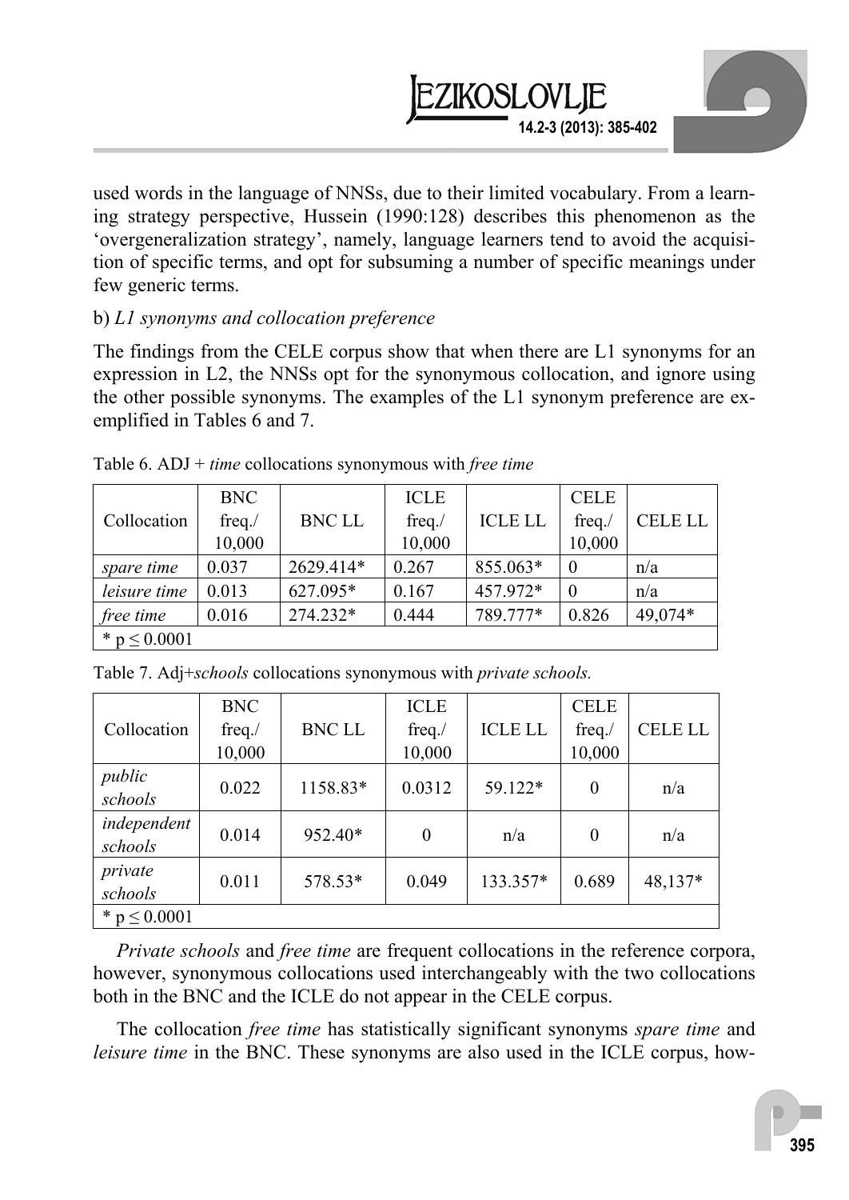used words in the language of NNSs, due to their limited vocabulary. From a learning strategy perspective, Hussein (1990:128) describes this phenomenon as the 'overgeneralization strategy', namely, language learners tend to avoid the acquisition of specific terms, and opt for subsuming a number of specific meanings under few generic terms.

b) *L1 synonyms and collocation preference*

The findings from the CELE corpus show that when there are L1 synonyms for an expression in L2, the NNSs opt for the synonymous collocation, and ignore using the other possible synonyms. The examples of the L1 synonym preference are exemplified in Tables 6 and 7.

Table 6. ADJ + *time* collocations synonymous with *free time*

| Collocation | BNC freq./ 10,000 | BNC LL | ICLE freq./ 10,000 | ICLE LL | CELE freq./ 10,000 | CELE LL |
|---|---|---|---|---|---|---|
| *spare time* | 0.037 | 2629.414* | 0.267 | 855.063* | 0 | n/a |
| *leisure time* | 0.013 | 627.095* | 0.167 | 457.972* | 0 | n/a |
| *free time* | 0.016 | 274.232* | 0.444 | 789.777* | 0.826 | 49,074* |
| * p ≤ 0.0001 | | | | | | |

Table 7. Adj+*schools* collocations synonymous with *private schools.*

| Collocation | BNC freq./ 10,000 | BNC LL | ICLE freq./ 10,000 | ICLE LL | CELE freq./ 10,000 | CELE LL |
|---|---|---|---|---|---|---|
| *public schools* | 0.022 | 1158.83* | 0.0312 | 59.122* | 0 | n/a |
| *independent schools* | 0.014 | 952.40* | 0 | n/a | 0 | n/a |
| *private schools* | 0.011 | 578.53* | 0.049 | 133.357* | 0.689 | 48,137* |
| * p ≤ 0.0001 | | | | | | |

*Private schools* and *free time* are frequent collocations in the reference corpora, however, synonymous collocations used interchangeably with the two collocations both in the BNC and the ICLE do not appear in the CELE corpus.

The collocation *free time* has statistically significant synonyms *spare time* and *leisure time* in the BNC. These synonyms are also used in the ICLE corpus, how-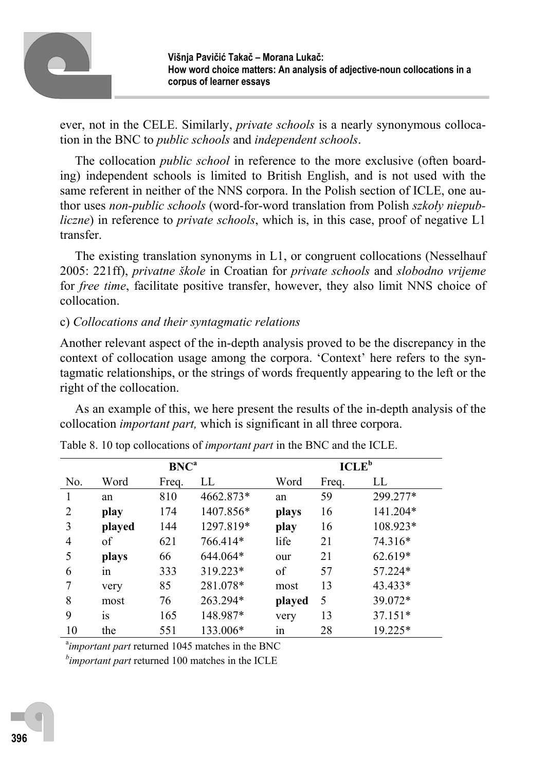ever, not in the CELE. Similarly, *private schools* is a nearly synonymous collocation in the BNC to *public schools* and *independent schools*.

The collocation *public school* in reference to the more exclusive (often boarding) independent schools is limited to British English, and is not used with the same referent in neither of the NNS corpora. In the Polish section of ICLE, one author uses *non-public schools* (word-for-word translation from Polish *szkoły niepubliczne*) in reference to *private schools*, which is, in this case, proof of negative L1 transfer.

The existing translation synonyms in L1, or congruent collocations (Nesselhauf 2005: 221ff), *privatne škole* in Croatian for *private schools* and *slobodno vrijeme* for *free time*, facilitate positive transfer, however, they also limit NNS choice of collocation.

c) *Collocations and their syntagmatic relations*

Another relevant aspect of the in-depth analysis proved to be the discrepancy in the context of collocation usage among the corpora. 'Context' here refers to the syntagmatic relationships, or the strings of words frequently appearing to the left or the right of the collocation.

As an example of this, we here present the results of the in-depth analysis of the collocation *important part,* which is significant in all three corpora.

Table 8. 10 top collocations of *important part* in the BNC and the ICLE.

| | BNC[a] | | | ICLE[b] | | |
|---|---|---|---|---|---|---|
| No. | Word | Freq. | LL | Word | Freq. | LL |
| 1 | an | 810 | 4662.873* | an | 59 | 299.277* |
| 2 | **play** | 174 | 1407.856* | **plays** | 16 | 141.204* |
| 3 | **played** | 144 | 1297.819* | **play** | 16 | 108.923* |
| 4 | of | 621 | 766.414* | life | 21 | 74.316* |
| 5 | **plays** | 66 | 644.064* | our | 21 | 62.619* |
| 6 | in | 333 | 319.223* | of | 57 | 57.224* |
| 7 | very | 85 | 281.078* | most | 13 | 43.433* |
| 8 | most | 76 | 263.294* | **played** | 5 | 39.072* |
| 9 | is | 165 | 148.987* | very | 13 | 37.151* |
| 10 | the | 551 | 133.006* | in | 28 | 19.225* |

[a]*important part* returned 1045 matches in the BNC

[b]*important part* returned 100 matches in the ICLE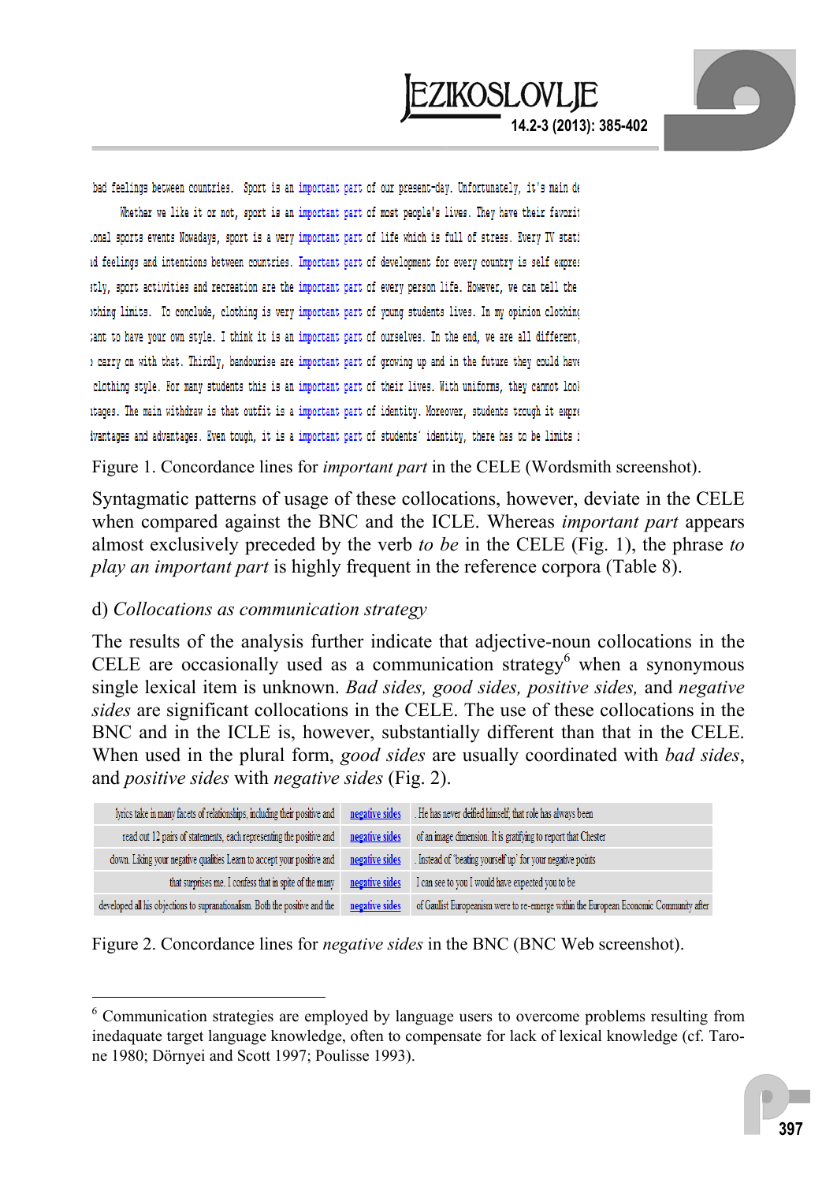| | | |
|---|---|---|
| bad feelings between countries. Sport is an | important part | of our present-day. Unfortunately, it's main de |
| Whether we like it or not, sport is an | important part | of most people's lives. They have their favorit |
| .onal sports events Nowadays, sport is a very | important part | of life which is full of stress. Every TV stati |
| id feelings and intentions between countries. | Important part | of development for every country is self expre: |
| stly, sport activities and recreation are the | important part | of every person life. However, we can tell the |
| othing limits. To conclude, clothing is very | important part | of young students lives. In my opinion clothing |
| :ant to have your own style. I think it is an | important part | of ourselves. In the end, we are all different, |
| carry on with that. Thirdly, bandourise are | important part | of growing up and in the future they could have |
| clothing style. For many students this is an | important part | of their lives. With uniforms, they cannot lool |
| itages. The main withdraw is that outfit is a | important part | of identity. Moreover, students trough it expre |
| ivantages and advantages. Even tough, it is a | important part | of students' identity, there has to be limits i |

Figure 1. Concordance lines for *important part* in the CELE (Wordsmith screenshot).

Syntagmatic patterns of usage of these collocations, however, deviate in the CELE when compared against the BNC and the ICLE. Whereas *important part* appears almost exclusively preceded by the verb *to be* in the CELE (Fig. 1), the phrase *to play an important part* is highly frequent in the reference corpora (Table 8).

d) *Collocations as communication strategy*

The results of the analysis further indicate that adjective-noun collocations in the CELE are occasionally used as a communication strategy[6] when a synonymous single lexical item is unknown. *Bad sides, good sides, positive sides,* and *negative sides* are significant collocations in the CELE. The use of these collocations in the BNC and in the ICLE is, however, substantially different than that in the CELE. When used in the plural form, *good sides* are usually coordinated with *bad sides*, and *positive sides* with *negative sides* (Fig. 2).

| | | |
|---|---|---|
| lyrics take in many facets of relationships, including their positive and | negative sides | . He has never deified himself; that role has always been |
| read out 12 pairs of statements, each representing the positive and | negative sides | of an image dimension. It is gratifying to report that Chester |
| down. Liking your negative qualities Learn to accept your positive and | negative sides | . Instead of 'beating yourself up' for your negative points |
| that surprises me. I confess that in spite of the many | negative sides | I can see to you I would have expected you to be |
| developed all his objections to supranationalism. Both the positive and the | negative sides | of Gaullist Europeanism were to re-emerge within the European Economic Community after |

Figure 2. Concordance lines for *negative sides* in the BNC (BNC Web screenshot).

---

[6] Communication strategies are employed by language users to overcome problems resulting from inedaquate target language knowledge, often to compensate for lack of lexical knowledge (cf. Tarone 1980; Dörnyei and Scott 1997; Poulisse 1993).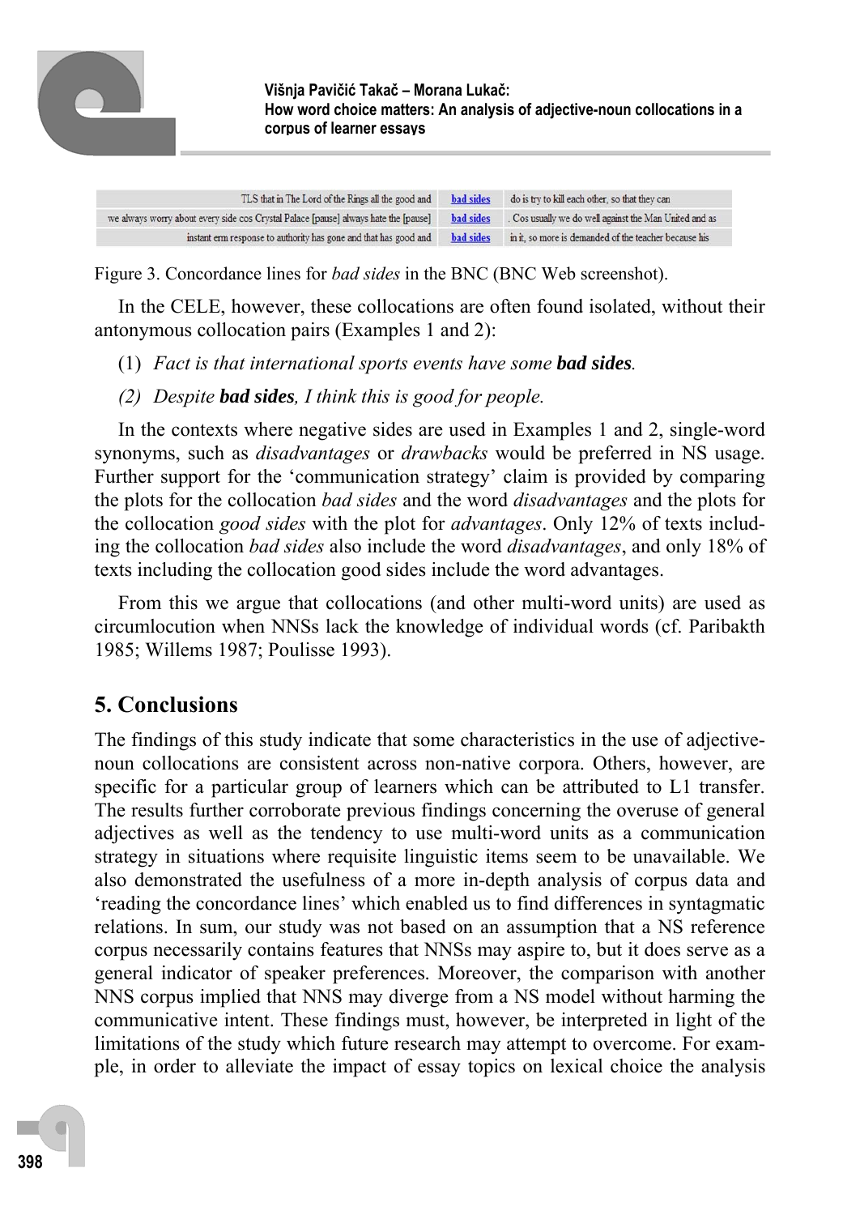| | | |
|---|---|---|
| TLS that in The Lord of the Rings all the good and | bad sides | do is try to kill each other, so that they can |
| we always worry about every side cos Crystal Palace [pause] always hate the [pause] | bad sides | . Cos usually we do well against the Man United and as |
| instant erm response to authority has gone and that has good and | bad sides | in it, so more is demanded of the teacher because his |

Figure 3. Concordance lines for *bad sides* in the BNC (BNC Web screenshot).

In the CELE, however, these collocations are often found isolated, without their antonymous collocation pairs (Examples 1 and 2):

(1) *Fact is that international sports events have some* ***bad sides****.*

*(2) Despite* ***bad sides****, I think this is good for people.*

In the contexts where negative sides are used in Examples 1 and 2, single-word synonyms, such as *disadvantages* or *drawbacks* would be preferred in NS usage. Further support for the 'communication strategy' claim is provided by comparing the plots for the collocation *bad sides* and the word *disadvantages* and the plots for the collocation *good sides* with the plot for *advantages*. Only 12% of texts including the collocation *bad sides* also include the word *disadvantages*, and only 18% of texts including the collocation good sides include the word advantages.

From this we argue that collocations (and other multi-word units) are used as circumlocution when NNSs lack the knowledge of individual words (cf. Paribakth 1985; Willems 1987; Poulisse 1993).

## 5. Conclusions

The findings of this study indicate that some characteristics in the use of adjective-noun collocations are consistent across non-native corpora. Others, however, are specific for a particular group of learners which can be attributed to L1 transfer. The results further corroborate previous findings concerning the overuse of general adjectives as well as the tendency to use multi-word units as a communication strategy in situations where requisite linguistic items seem to be unavailable. We also demonstrated the usefulness of a more in-depth analysis of corpus data and 'reading the concordance lines' which enabled us to find differences in syntagmatic relations. In sum, our study was not based on an assumption that a NS reference corpus necessarily contains features that NNSs may aspire to, but it does serve as a general indicator of speaker preferences. Moreover, the comparison with another NNS corpus implied that NNS may diverge from a NS model without harming the communicative intent. These findings must, however, be interpreted in light of the limitations of the study which future research may attempt to overcome. For example, in order to alleviate the impact of essay topics on lexical choice the analysis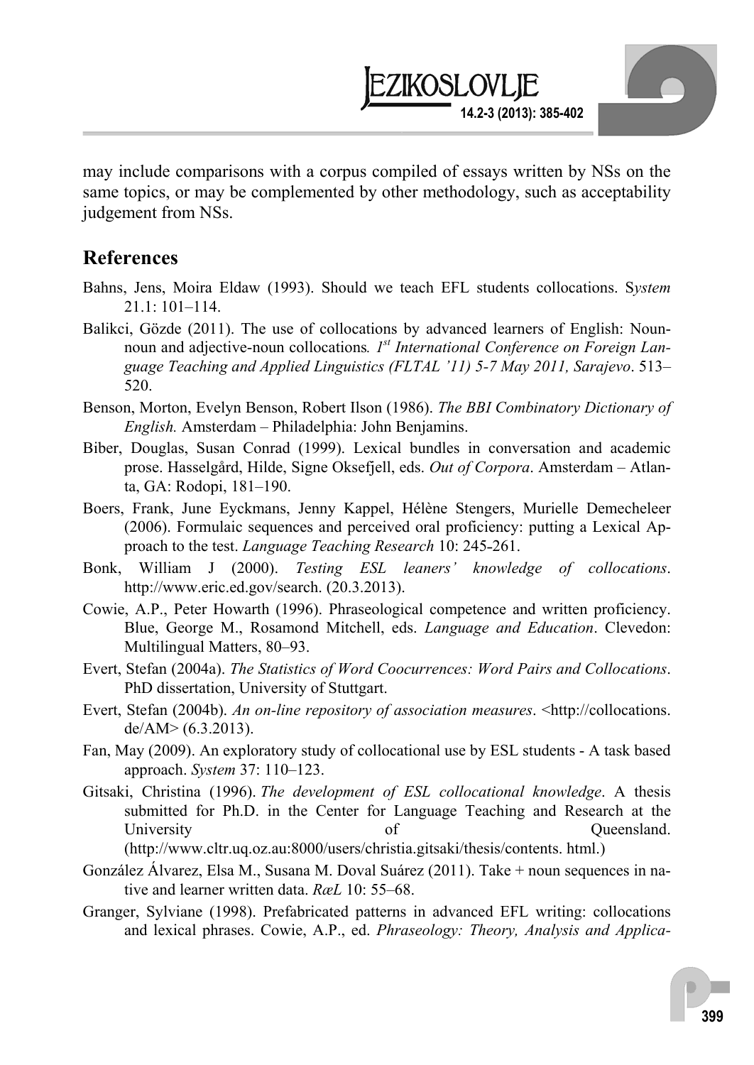may include comparisons with a corpus compiled of essays written by NSs on the same topics, or may be complemented by other methodology, such as acceptability judgement from NSs.

## References

Bahns, Jens, Moira Eldaw (1993). Should we teach EFL students collocations. S*ystem* 21.1: 101–114.

Balikci, Gözde (2011). The use of collocations by advanced learners of English: Noun-noun and adjective-noun collocations*. 1st International Conference on Foreign Language Teaching and Applied Linguistics (FLTAL '11) 5-7 May 2011, Sarajevo*. 513–520.

Benson, Morton, Evelyn Benson, Robert Ilson (1986). *The BBI Combinatory Dictionary of English.* Amsterdam – Philadelphia: John Benjamins.

Biber, Douglas, Susan Conrad (1999). Lexical bundles in conversation and academic prose. Hasselgård, Hilde, Signe Oksefjell, eds. *Out of Corpora*. Amsterdam – Atlanta, GA: Rodopi, 181–190.

Boers, Frank, June Eyckmans, Jenny Kappel, Hélène Stengers, Murielle Demecheleer (2006). Formulaic sequences and perceived oral proficiency: putting a Lexical Approach to the test. *Language Teaching Research* 10: 245-261.

Bonk, William J (2000). *Testing ESL leaners' knowledge of collocations*. http://www.eric.ed.gov/search. (20.3.2013).

Cowie, A.P., Peter Howarth (1996). Phraseological competence and written proficiency. Blue, George M., Rosamond Mitchell, eds. *Language and Education*. Clevedon: Multilingual Matters, 80–93.

Evert, Stefan (2004a). *The Statistics of Word Coocurrences: Word Pairs and Collocations*. PhD dissertation, University of Stuttgart.

Evert, Stefan (2004b). *An on-line repository of association measures*. <http://collocations.de/AM> (6.3.2013).

Fan, May (2009). An exploratory study of collocational use by ESL students - A task based approach. *System* 37: 110–123.

Gitsaki, Christina (1996). *The development of ESL collocational knowledge*. A thesis submitted for Ph.D. in the Center for Language Teaching and Research at the University of Queensland. (http://www.cltr.uq.oz.au:8000/users/christia.gitsaki/thesis/contents. html.)

González Álvarez, Elsa M., Susana M. Doval Suárez (2011). Take + noun sequences in native and learner written data. *RæL* 10: 55–68.

Granger, Sylviane (1998). Prefabricated patterns in advanced EFL writing: collocations and lexical phrases. Cowie, A.P., ed. *Phraseology: Theory, Analysis and Applica-*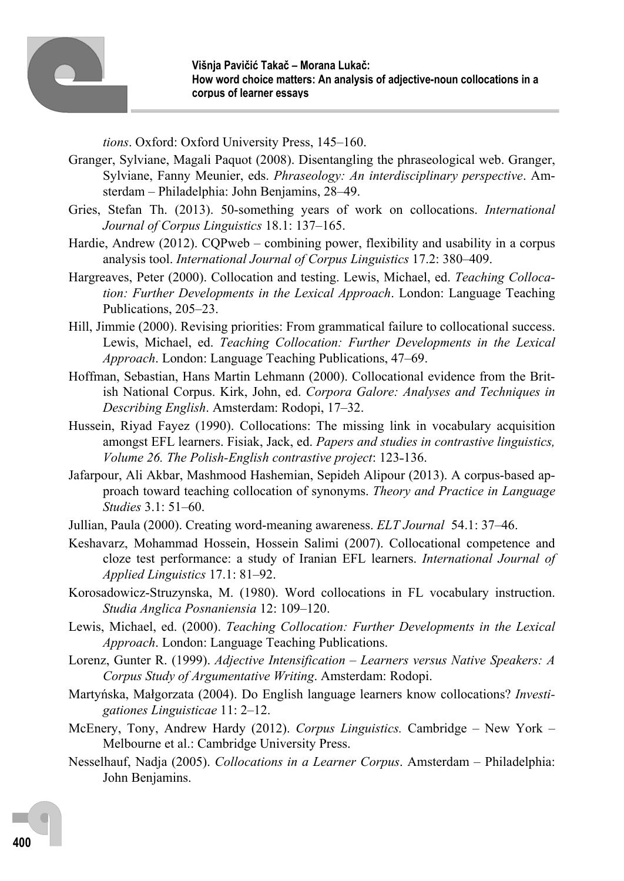*tions*. Oxford: Oxford University Press, 145–160.

Granger, Sylviane, Magali Paquot (2008). Disentangling the phraseological web. Granger, Sylviane, Fanny Meunier, eds. *Phraseology: An interdisciplinary perspective*. Amsterdam – Philadelphia: John Benjamins, 28–49.

Gries, Stefan Th. (2013). 50-something years of work on collocations. *International Journal of Corpus Linguistics* 18.1: 137–165.

Hardie, Andrew (2012). CQPweb – combining power, flexibility and usability in a corpus analysis tool. *International Journal of Corpus Linguistics* 17.2: 380–409.

Hargreaves, Peter (2000). Collocation and testing. Lewis, Michael, ed. *Teaching Collocation: Further Developments in the Lexical Approach*. London: Language Teaching Publications, 205–23.

Hill, Jimmie (2000). Revising priorities: From grammatical failure to collocational success. Lewis, Michael, ed. *Teaching Collocation: Further Developments in the Lexical Approach*. London: Language Teaching Publications, 47–69.

Hoffman, Sebastian, Hans Martin Lehmann (2000). Collocational evidence from the British National Corpus. Kirk, John, ed. *Corpora Galore: Analyses and Techniques in Describing English*. Amsterdam: Rodopi, 17–32.

Hussein, Riyad Fayez (1990). Collocations: The missing link in vocabulary acquisition amongst EFL learners. Fisiak, Jack, ed. *Papers and studies in contrastive linguistics, Volume 26. The Polish-English contrastive project*: 123-136.

Jafarpour, Ali Akbar, Mashmood Hashemian, Sepideh Alipour (2013). A corpus-based approach toward teaching collocation of synonyms. *Theory and Practice in Language Studies* 3.1: 51–60.

Jullian, Paula (2000). Creating word-meaning awareness. *ELT Journal* 54.1: 37–46.

Keshavarz, Mohammad Hossein, Hossein Salimi (2007). Collocational competence and cloze test performance: a study of Iranian EFL learners. *International Journal of Applied Linguistics* 17.1: 81–92.

Korosadowicz-Struzynska, M. (1980). Word collocations in FL vocabulary instruction. *Studia Anglica Posnaniensia* 12: 109–120.

Lewis, Michael, ed. (2000). *Teaching Collocation: Further Developments in the Lexical Approach*. London: Language Teaching Publications.

Lorenz, Gunter R. (1999). *Adjective Intensification – Learners versus Native Speakers: A Corpus Study of Argumentative Writing*. Amsterdam: Rodopi.

Martyńska, Małgorzata (2004). Do English language learners know collocations? *Investigationes Linguisticae* 11: 2–12.

McEnery, Tony, Andrew Hardy (2012). *Corpus Linguistics.* Cambridge – New York – Melbourne et al.: Cambridge University Press.

Nesselhauf, Nadja (2005). *Collocations in a Learner Corpus*. Amsterdam – Philadelphia: John Benjamins.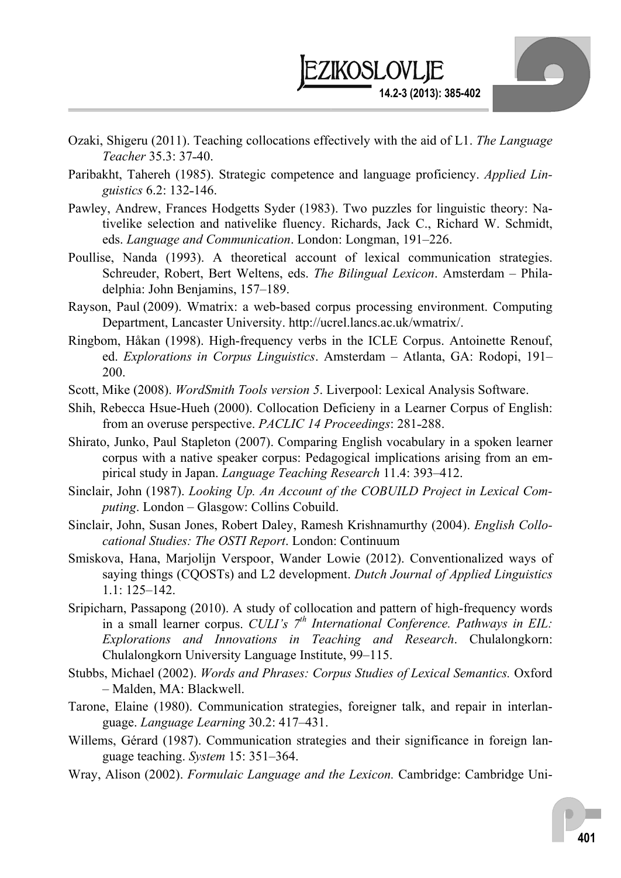Ozaki, Shigeru (2011). Teaching collocations effectively with the aid of L1. *The Language Teacher* 35.3: 37-40.

Paribakht, Tahereh (1985). Strategic competence and language proficiency. *Applied Linguistics* 6.2: 132-146.

Pawley, Andrew, Frances Hodgetts Syder (1983). Two puzzles for linguistic theory: Nativelike selection and nativelike fluency. Richards, Jack C., Richard W. Schmidt, eds. *Language and Communication*. London: Longman, 191–226.

Poullise, Nanda (1993). A theoretical account of lexical communication strategies. Schreuder, Robert, Bert Weltens, eds. *The Bilingual Lexicon*. Amsterdam – Philadelphia: John Benjamins, 157–189.

Rayson, Paul (2009). Wmatrix: a web-based corpus processing environment. Computing Department, Lancaster University. http://ucrel.lancs.ac.uk/wmatrix/.

Ringbom, Håkan (1998). High-frequency verbs in the ICLE Corpus. Antoinette Renouf, ed. *Explorations in Corpus Linguistics*. Amsterdam – Atlanta, GA: Rodopi, 191–200.

Scott, Mike (2008). *WordSmith Tools version 5*. Liverpool: Lexical Analysis Software.

Shih, Rebecca Hsue-Hueh (2000). Collocation Deficieny in a Learner Corpus of English: from an overuse perspective. *PACLIC 14 Proceedings*: 281-288.

Shirato, Junko, Paul Stapleton (2007). Comparing English vocabulary in a spoken learner corpus with a native speaker corpus: Pedagogical implications arising from an empirical study in Japan. *Language Teaching Research* 11.4: 393–412.

Sinclair, John (1987). *Looking Up. An Account of the COBUILD Project in Lexical Computing*. London – Glasgow: Collins Cobuild.

Sinclair, John, Susan Jones, Robert Daley, Ramesh Krishnamurthy (2004). *English Collocational Studies: The OSTI Report*. London: Continuum

Smiskova, Hana, Marjolijn Verspoor, Wander Lowie (2012). Conventionalized ways of saying things (CQOSTs) and L2 development. *Dutch Journal of Applied Linguistics* 1.1: 125–142.

Sripicharn, Passapong (2010). A study of collocation and pattern of high-frequency words in a small learner corpus. *CULI's 7th International Conference. Pathways in EIL: Explorations and Innovations in Teaching and Research*. Chulalongkorn: Chulalongkorn University Language Institute, 99–115.

Stubbs, Michael (2002). *Words and Phrases: Corpus Studies of Lexical Semantics.* Oxford – Malden, MA: Blackwell.

Tarone, Elaine (1980). Communication strategies, foreigner talk, and repair in interlanguage. *Language Learning* 30.2: 417–431.

Willems, Gérard (1987). Communication strategies and their significance in foreign language teaching. *System* 15: 351–364.

Wray, Alison (2002). *Formulaic Language and the Lexicon.* Cambridge: Cambridge Uni-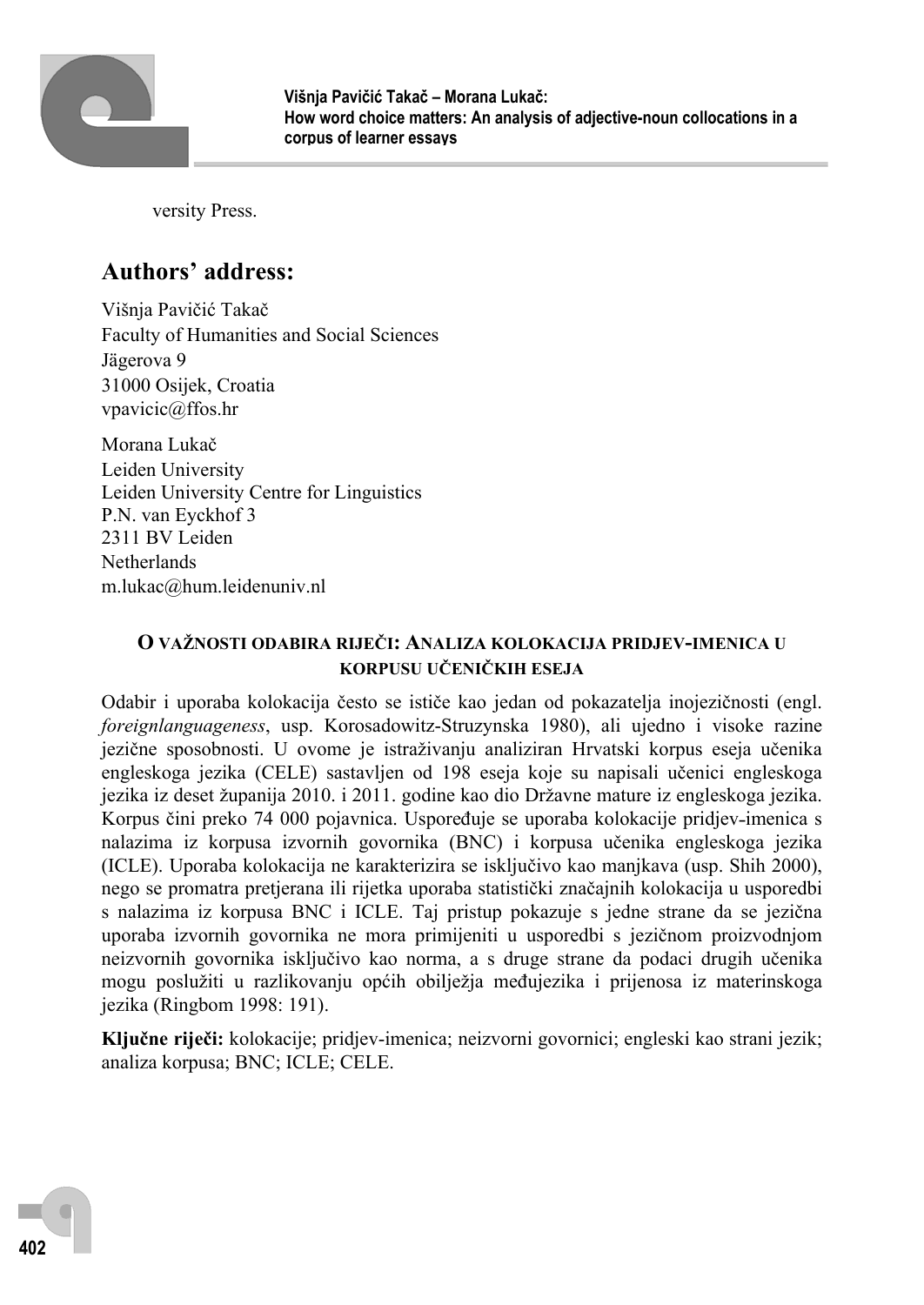versity Press.

## Authors' address:

Višnja Pavičić Takač
Faculty of Humanities and Social Sciences
Jägerova 9
31000 Osijek, Croatia
vpavicic@ffos.hr

Morana Lukač
Leiden University
Leiden University Centre for Linguistics
P.N. van Eyckhof 3
2311 BV Leiden
Netherlands
m.lukac@hum.leidenuniv.nl

### O VAŽNOSTI ODABIRA RIJEČI: ANALIZA KOLOKACIJA PRIDJEV-IMENICA U KORPUSU UČENIČKIH ESEJA

Odabir i uporaba kolokacija često se ističe kao jedan od pokazatelja inojezičnosti (engl. *foreignlanguageness*, usp. Korosadowitz-Struzynska 1980), ali ujedno i visoke razine jezične sposobnosti. U ovome je istraživanju analiziran Hrvatski korpus eseja učenika engleskoga jezika (CELE) sastavljen od 198 eseja koje su napisali učenici engleskoga jezika iz deset županija 2010. i 2011. godine kao dio Državne mature iz engleskoga jezika. Korpus čini preko 74 000 pojavnica. Uspoređuje se uporaba kolokacije pridjev-imenica s nalazima iz korpusa izvornih govornika (BNC) i korpusa učenika engleskoga jezika (ICLE). Uporaba kolokacija ne karakterizira se isključivo kao manjkava (usp. Shih 2000), nego se promatra pretjerana ili rijetka uporaba statistički značajnih kolokacija u usporedbi s nalazima iz korpusa BNC i ICLE. Taj pristup pokazuje s jedne strane da se jezična uporaba izvornih govornika ne mora primijeniti u usporedbi s jezičnom proizvodnjom neizvornih govornika isključivo kao norma, a s druge strane da podaci drugih učenika mogu poslužiti u razlikovanju općih obilježja međujezika i prijenosa iz materinskoga jezika (Ringbom 1998: 191).

**Ključne riječi:** kolokacije; pridjev-imenica; neizvorni govornici; engleski kao strani jezik; analiza korpusa; BNC; ICLE; CELE.